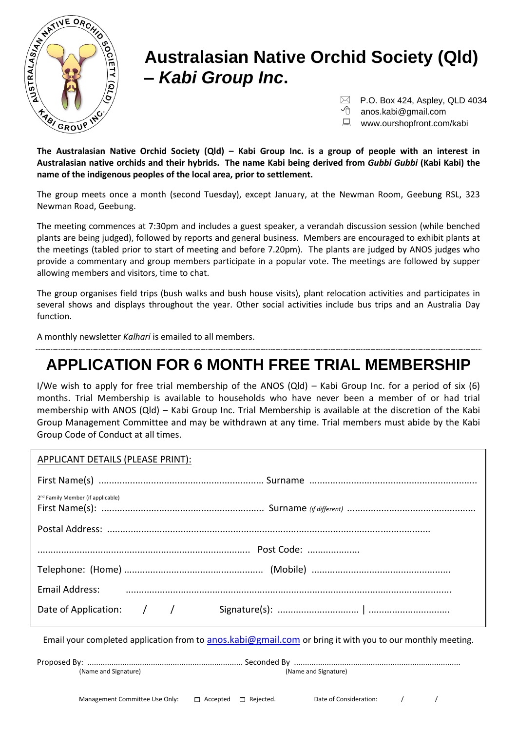# Australasian Native Orchid Society (Qld) – *Kabi Group Inc*.

P.O. Box 424, Aspley, QLD 4034
anos.kabi@gmail.com
www.ourshopfront.com/kabi

**The Australasian Native Orchid Society (Qld) – Kabi Group Inc. is a group of people with an interest in Australasian native orchids and their hybrids. The name Kabi being derived from *Gubbi Gubbi* (Kabi Kabi) the name of the indigenous peoples of the local area, prior to settlement.**

The group meets once a month (second Tuesday), except January, at the Newman Room, Geebung RSL, 323 Newman Road, Geebung.

The meeting commences at 7:30pm and includes a guest speaker, a verandah discussion session (while benched plants are being judged), followed by reports and general business. Members are encouraged to exhibit plants at the meetings (tabled prior to start of meeting and before 7.20pm). The plants are judged by ANOS judges who provide a commentary and group members participate in a popular vote. The meetings are followed by supper allowing members and visitors, time to chat.

The group organises field trips (bush walks and bush house visits), plant relocation activities and participates in several shows and displays throughout the year. Other social activities include bus trips and an Australia Day function.

A monthly newsletter *Kalhari* is emailed to all members.

---

## APPLICATION FOR 6 MONTH FREE TRIAL MEMBERSHIP

I/We wish to apply for free trial membership of the ANOS (Qld) – Kabi Group Inc. for a period of six (6) months. Trial Membership is available to households who have never been a member of or had trial membership with ANOS (Qld) – Kabi Group Inc. Trial Membership is available at the discretion of the Kabi Group Management Committee and may be withdrawn at any time. Trial members must abide by the Kabi Group Code of Conduct at all times.

APPLICANT DETAILS (PLEASE PRINT):

First Name(s) ............................................................... Surname ...............................................................

2nd Family Member (if applicable)
First Name(s): ............................................................. Surname *(if different)* ................................................

Postal Address: .........................................................................................................................

................................................................................ Post Code: ....................

Telephone: (Home) .................................................... (Mobile) ....................................................

Email Address: ..........................................................................................................................

Date of Application: / / Signature(s): .............................. | ..............................

Email your completed application from to anos.kabi@gmail.com or bring it with you to our monthly meeting.

Proposed By: ..................................................................... Seconded By .........................................................................
(Name and Signature) (Name and Signature)

Management Committee Use Only: ☐ Accepted ☐ Rejected. Date of Consideration: / /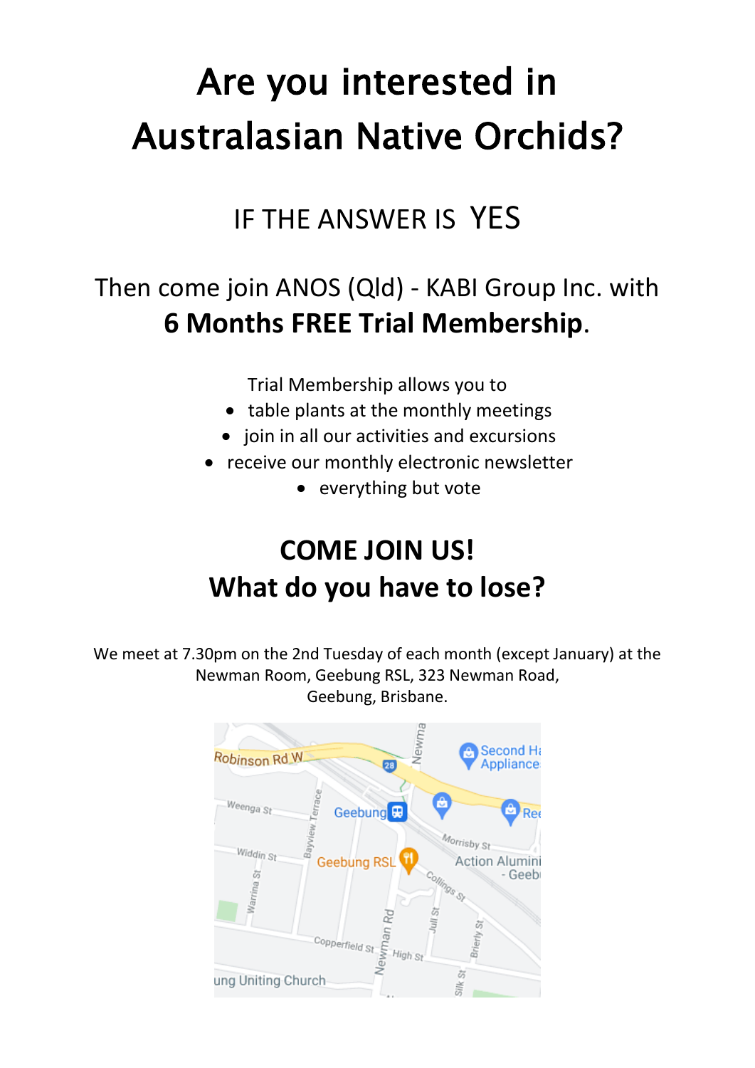# Are you interested in Australasian Native Orchids?

## IF THE ANSWER IS YES

## Then come join ANOS (Qld) - KABI Group Inc. with **6 Months FREE Trial Membership**.

Trial Membership allows you to

- table plants at the monthly meetings
- join in all our activities and excursions
- receive our monthly electronic newsletter
- everything but vote

## COME JOIN US!
## What do you have to lose?

We meet at 7.30pm on the 2nd Tuesday of each month (except January) at the Newman Room, Geebung RSL, 323 Newman Road, Geebung, Brisbane.

Robinson Rd W
28
Newma
Second Ha
Appliance
Geebung
Ree
Weenga St
Bayview Terrace
Morrisby St
Widdin St
Geebung RSL
Action Alumini
- Geeb
Collings St
Warrina St
Jull St
Brierly St
Copperfield St
Newman Rd
High St
Silk St
ung Uniting Church